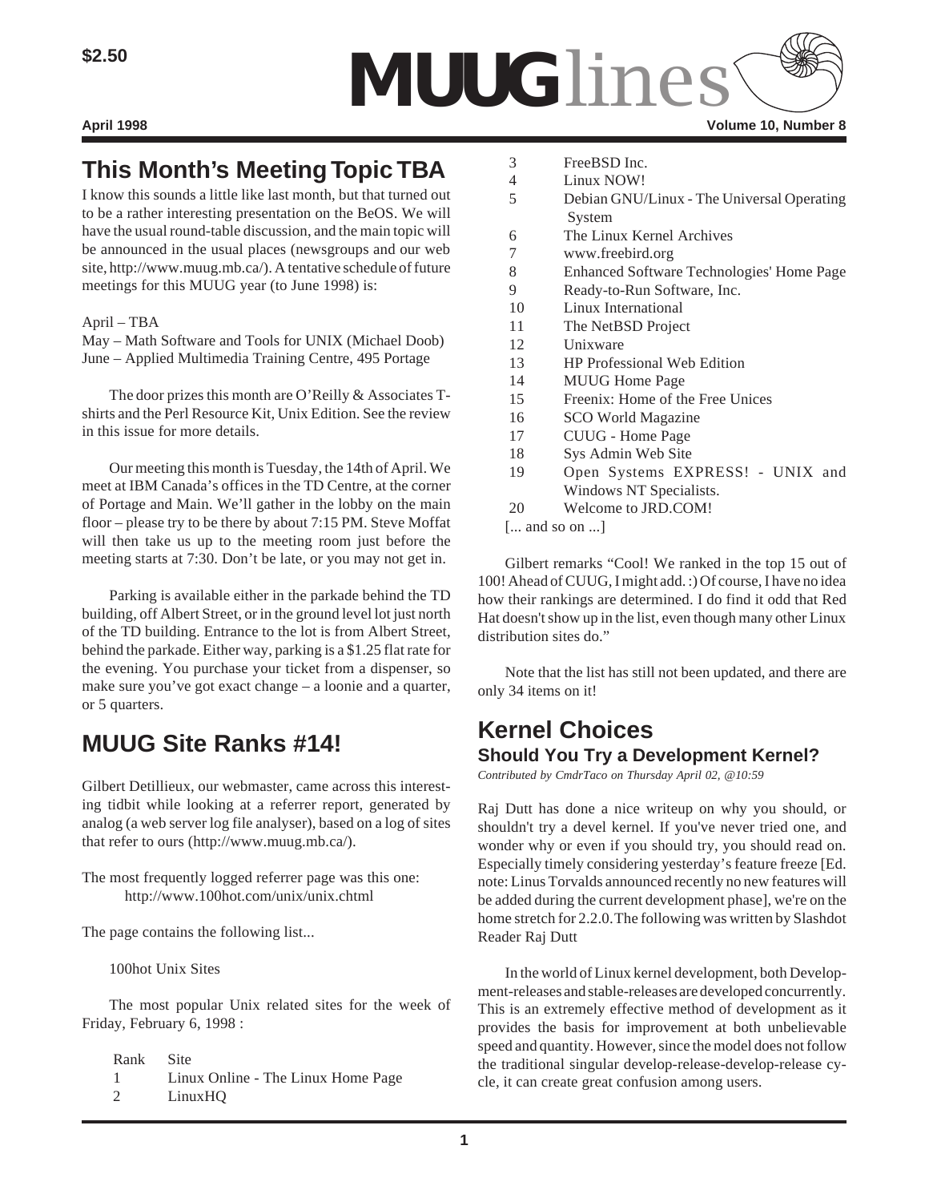$2.50

# MUUGlines

**April 1998** **Volume 10, Number 8**

## This Month's Meeting Topic TBA

I know this sounds a little like last month, but that turned out to be a rather interesting presentation on the BeOS. We will have the usual round-table discussion, and the main topic will be announced in the usual places (newsgroups and our web site, http://www.muug.mb.ca/). A tentative schedule of future meetings for this MUUG year (to June 1998) is:

April – TBA
May – Math Software and Tools for UNIX (Michael Doob)
June – Applied Multimedia Training Centre, 495 Portage

The door prizes this month are O'Reilly & Associates T-shirts and the Perl Resource Kit, Unix Edition. See the review in this issue for more details.

Our meeting this month is Tuesday, the 14th of April. We meet at IBM Canada's offices in the TD Centre, at the corner of Portage and Main. We'll gather in the lobby on the main floor – please try to be there by about 7:15 PM. Steve Moffat will then take us up to the meeting room just before the meeting starts at 7:30. Don't be late, or you may not get in.

Parking is available either in the parkade behind the TD building, off Albert Street, or in the ground level lot just north of the TD building. Entrance to the lot is from Albert Street, behind the parkade. Either way, parking is a $1.25 flat rate for the evening. You purchase your ticket from a dispenser, so make sure you've got exact change – a loonie and a quarter, or 5 quarters.

## MUUG Site Ranks #14!

Gilbert Detillieux, our webmaster, came across this interesting tidbit while looking at a referrer report, generated by analog (a web server log file analyser), based on a log of sites that refer to ours (http://www.muug.mb.ca/).

The most frequently logged referrer page was this one:
http://www.100hot.com/unix/unix.chtml

The page contains the following list...

100hot Unix Sites

The most popular Unix related sites for the week of Friday, February 6, 1998 :

| Rank | Site |
|---|---|
| 1 | Linux Online - The Linux Home Page |
| 2 | LinuxHQ |
| 3 | FreeBSD Inc. |
| 4 | Linux NOW! |
| 5 | Debian GNU/Linux - The Universal Operating System |
| 6 | The Linux Kernel Archives |
| 7 | www.freebird.org |
| 8 | Enhanced Software Technologies' Home Page |
| 9 | Ready-to-Run Software, Inc. |
| 10 | Linux International |
| 11 | The NetBSD Project |
| 12 | Unixware |
| 13 | HP Professional Web Edition |
| 14 | MUUG Home Page |
| 15 | Freenix: Home of the Free Unices |
| 16 | SCO World Magazine |
| 17 | CUUG - Home Page |
| 18 | Sys Admin Web Site |
| 19 | Open Systems EXPRESS! - UNIX and Windows NT Specialists. |
| 20 | Welcome to JRD.COM! |

[... and so on ...]

Gilbert remarks "Cool! We ranked in the top 15 out of 100! Ahead of CUUG, I might add. :) Of course, I have no idea how their rankings are determined. I do find it odd that Red Hat doesn't show up in the list, even though many other Linux distribution sites do."

Note that the list has still not been updated, and there are only 34 items on it!

## Kernel Choices

### Should You Try a Development Kernel?

*Contributed by CmdrTaco on Thursday April 02, @10:59*

Raj Dutt has done a nice writeup on why you should, or shouldn't try a devel kernel. If you've never tried one, and wonder why or even if you should try, you should read on. Especially timely considering yesterday's feature freeze [Ed. note: Linus Torvalds announced recently no new features will be added during the current development phase], we're on the home stretch for 2.2.0. The following was written by Slashdot Reader Raj Dutt

In the world of Linux kernel development, both Development-releases and stable-releases are developed concurrently. This is an extremely effective method of development as it provides the basis for improvement at both unbelievable speed and quantity. However, since the model does not follow the traditional singular develop-release-develop-release cycle, it can create great confusion among users.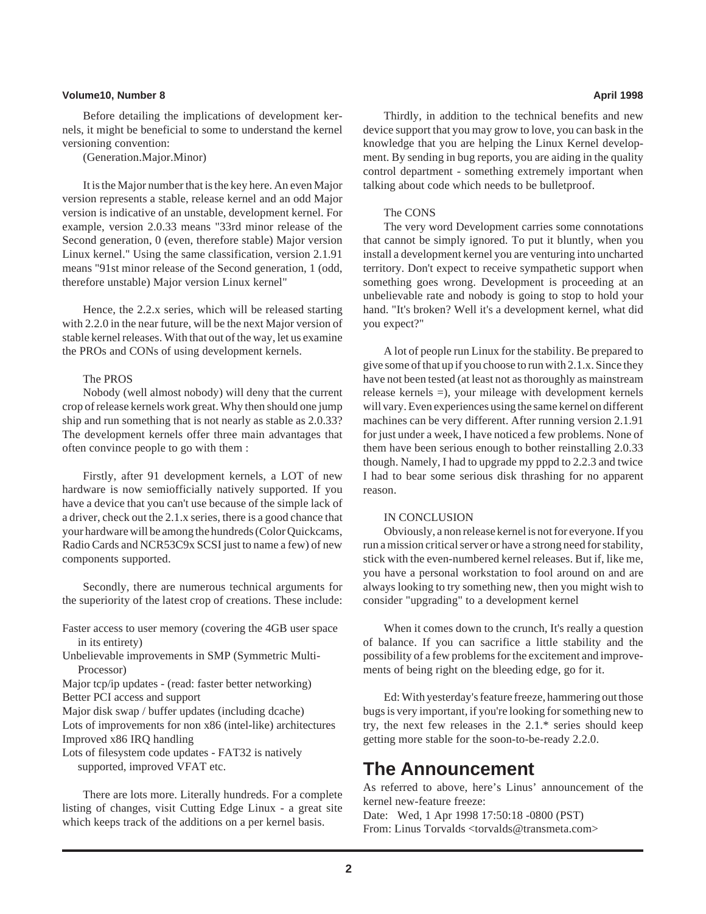Before detailing the implications of development kernels, it might be beneficial to some to understand the kernel versioning convention:

(Generation.Major.Minor)

It is the Major number that is the key here. An even Major version represents a stable, release kernel and an odd Major version is indicative of an unstable, development kernel. For example, version 2.0.33 means "33rd minor release of the Second generation, 0 (even, therefore stable) Major version Linux kernel." Using the same classification, version 2.1.91 means "91st minor release of the Second generation, 1 (odd, therefore unstable) Major version Linux kernel"

Hence, the 2.2.x series, which will be released starting with 2.2.0 in the near future, will be the next Major version of stable kernel releases. With that out of the way, let us examine the PROs and CONs of using development kernels.

The PROS

Nobody (well almost nobody) will deny that the current crop of release kernels work great. Why then should one jump ship and run something that is not nearly as stable as 2.0.33? The development kernels offer three main advantages that often convince people to go with them :

Firstly, after 91 development kernels, a LOT of new hardware is now semiofficially natively supported. If you have a device that you can't use because of the simple lack of a driver, check out the 2.1.x series, there is a good chance that your hardware will be among the hundreds (Color Quickcams, Radio Cards and NCR53C9x SCSI just to name a few) of new components supported.

Secondly, there are numerous technical arguments for the superiority of the latest crop of creations. These include:

- Faster access to user memory (covering the 4GB user space in its entirety)
- Unbelievable improvements in SMP (Symmetric Multi-Processor)
- Major tcp/ip updates - (read: faster better networking)
- Better PCI access and support
- Major disk swap / buffer updates (including dcache)
- Lots of improvements for non x86 (intel-like) architectures
- Improved x86 IRQ handling
- Lots of filesystem code updates - FAT32 is natively supported, improved VFAT etc.

There are lots more. Literally hundreds. For a complete listing of changes, visit Cutting Edge Linux - a great site which keeps track of the additions on a per kernel basis.

Thirdly, in addition to the technical benefits and new device support that you may grow to love, you can bask in the knowledge that you are helping the Linux Kernel development. By sending in bug reports, you are aiding in the quality control department - something extremely important when talking about code which needs to be bulletproof.

The CONS

The very word Development carries some connotations that cannot be simply ignored. To put it bluntly, when you install a development kernel you are venturing into uncharted territory. Don't expect to receive sympathetic support when something goes wrong. Development is proceeding at an unbelievable rate and nobody is going to stop to hold your hand. "It's broken? Well it's a development kernel, what did you expect?"

A lot of people run Linux for the stability. Be prepared to give some of that up if you choose to run with 2.1.x. Since they have not been tested (at least not as thoroughly as mainstream release kernels =), your mileage with development kernels will vary. Even experiences using the same kernel on different machines can be very different. After running version 2.1.91 for just under a week, I have noticed a few problems. None of them have been serious enough to bother reinstalling 2.0.33 though. Namely, I had to upgrade my pppd to 2.2.3 and twice I had to bear some serious disk thrashing for no apparent reason.

IN CONCLUSION

Obviously, a non release kernel is not for everyone. If you run a mission critical server or have a strong need for stability, stick with the even-numbered kernel releases. But if, like me, you have a personal workstation to fool around on and are always looking to try something new, then you might wish to consider "upgrading" to a development kernel

When it comes down to the crunch, It's really a question of balance. If you can sacrifice a little stability and the possibility of a few problems for the excitement and improvements of being right on the bleeding edge, go for it.

Ed: With yesterday's feature freeze, hammering out those bugs is very important, if you're looking for something new to try, the next few releases in the 2.1.* series should keep getting more stable for the soon-to-be-ready 2.2.0.

## The Announcement

As referred to above, here's Linus' announcement of the kernel new-feature freeze:

Date: Wed, 1 Apr 1998 17:50:18 -0800 (PST)
From: Linus Torvalds <torvalds@transmeta.com>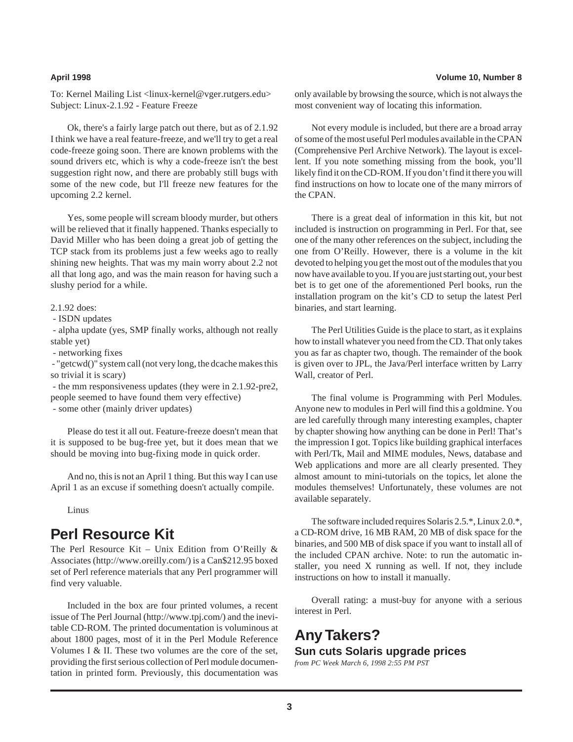To: Kernel Mailing List <linux-kernel@vger.rutgers.edu>
Subject: Linux-2.1.92 - Feature Freeze

Ok, there's a fairly large patch out there, but as of 2.1.92 I think we have a real feature-freeze, and we'll try to get a real code-freeze going soon. There are known problems with the sound drivers etc, which is why a code-freeze isn't the best suggestion right now, and there are probably still bugs with some of the new code, but I'll freeze new features for the upcoming 2.2 kernel.

Yes, some people will scream bloody murder, but others will be relieved that it finally happened. Thanks especially to David Miller who has been doing a great job of getting the TCP stack from its problems just a few weeks ago to really shining new heights. That was my main worry about 2.2 not all that long ago, and was the main reason for having such a slushy period for a while.

2.1.92 does:

- ISDN updates
- alpha update (yes, SMP finally works, although not really stable yet)
- networking fixes
- "getcwd()" system call (not very long, the dcache makes this so trivial it is scary)
- the mm responsiveness updates (they were in 2.1.92-pre2, people seemed to have found them very effective)
- some other (mainly driver updates)

Please do test it all out. Feature-freeze doesn't mean that it is supposed to be bug-free yet, but it does mean that we should be moving into bug-fixing mode in quick order.

And no, this is not an April 1 thing. But this way I can use April 1 as an excuse if something doesn't actually compile.

Linus

# Perl Resource Kit

The Perl Resource Kit – Unix Edition from O'Reilly & Associates (http://www.oreilly.com/) is a Can$212.95 boxed set of Perl reference materials that any Perl programmer will find very valuable.

Included in the box are four printed volumes, a recent issue of The Perl Journal (http://www.tpj.com/) and the inevitable CD-ROM. The printed documentation is voluminous at about 1800 pages, most of it in the Perl Module Reference Volumes I & II. These two volumes are the core of the set, providing the first serious collection of Perl module documentation in printed form. Previously, this documentation was only available by browsing the source, which is not always the most convenient way of locating this information.

Not every module is included, but there are a broad array of some of the most useful Perl modules available in the CPAN (Comprehensive Perl Archive Network). The layout is excellent. If you note something missing from the book, you'll likely find it on the CD-ROM. If you don't find it there you will find instructions on how to locate one of the many mirrors of the CPAN.

There is a great deal of information in this kit, but not included is instruction on programming in Perl. For that, see one of the many other references on the subject, including the one from O'Reilly. However, there is a volume in the kit devoted to helping you get the most out of the modules that you now have available to you. If you are just starting out, your best bet is to get one of the aforementioned Perl books, run the installation program on the kit's CD to setup the latest Perl binaries, and start learning.

The Perl Utilities Guide is the place to start, as it explains how to install whatever you need from the CD. That only takes you as far as chapter two, though. The remainder of the book is given over to JPL, the Java/Perl interface written by Larry Wall, creator of Perl.

The final volume is Programming with Perl Modules. Anyone new to modules in Perl will find this a goldmine. You are led carefully through many interesting examples, chapter by chapter showing how anything can be done in Perl! That's the impression I got. Topics like building graphical interfaces with Perl/Tk, Mail and MIME modules, News, database and Web applications and more are all clearly presented. They almost amount to mini-tutorials on the topics, let alone the modules themselves! Unfortunately, these volumes are not available separately.

The software included requires Solaris 2.5.*, Linux 2.0.*, a CD-ROM drive, 16 MB RAM, 20 MB of disk space for the binaries, and 500 MB of disk space if you want to install all of the included CPAN archive. Note: to run the automatic installer, you need X running as well. If not, they include instructions on how to install it manually.

Overall rating: a must-buy for anyone with a serious interest in Perl.

# Any Takers?

## Sun cuts Solaris upgrade prices

*from PC Week March 6, 1998 2:55 PM PST*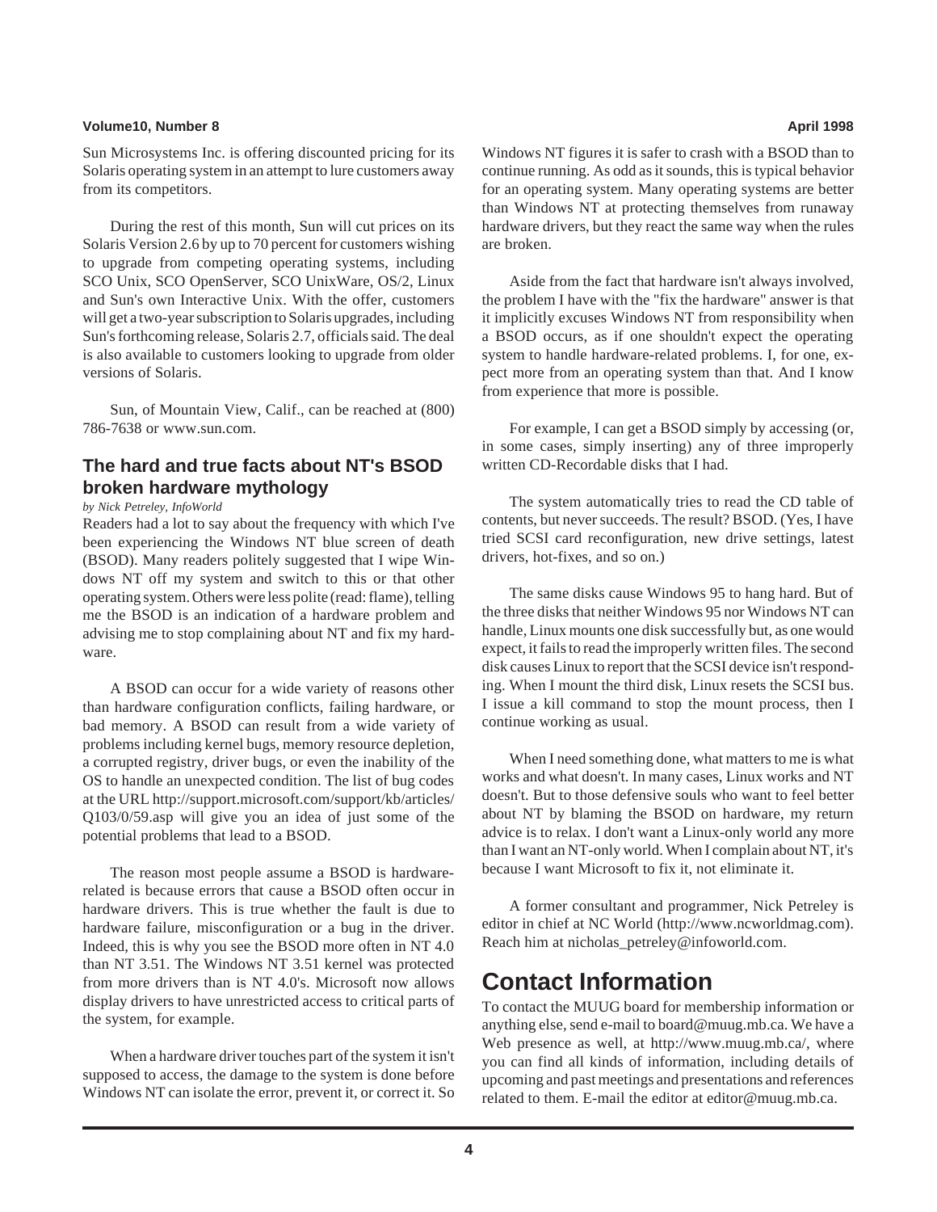Sun Microsystems Inc. is offering discounted pricing for its Solaris operating system in an attempt to lure customers away from its competitors.

During the rest of this month, Sun will cut prices on its Solaris Version 2.6 by up to 70 percent for customers wishing to upgrade from competing operating systems, including SCO Unix, SCO OpenServer, SCO UnixWare, OS/2, Linux and Sun's own Interactive Unix. With the offer, customers will get a two-year subscription to Solaris upgrades, including Sun's forthcoming release, Solaris 2.7, officials said. The deal is also available to customers looking to upgrade from older versions of Solaris.

Sun, of Mountain View, Calif., can be reached at (800) 786-7638 or www.sun.com.

### The hard and true facts about NT's BSOD broken hardware mythology

*by Nick Petreley, InfoWorld*

Readers had a lot to say about the frequency with which I've been experiencing the Windows NT blue screen of death (BSOD). Many readers politely suggested that I wipe Windows NT off my system and switch to this or that other operating system. Others were less polite (read: flame), telling me the BSOD is an indication of a hardware problem and advising me to stop complaining about NT and fix my hardware.

A BSOD can occur for a wide variety of reasons other than hardware configuration conflicts, failing hardware, or bad memory. A BSOD can result from a wide variety of problems including kernel bugs, memory resource depletion, a corrupted registry, driver bugs, or even the inability of the OS to handle an unexpected condition. The list of bug codes at the URL http://support.microsoft.com/support/kb/articles/Q103/0/59.asp will give you an idea of just some of the potential problems that lead to a BSOD.

The reason most people assume a BSOD is hardware-related is because errors that cause a BSOD often occur in hardware drivers. This is true whether the fault is due to hardware failure, misconfiguration or a bug in the driver. Indeed, this is why you see the BSOD more often in NT 4.0 than NT 3.51. The Windows NT 3.51 kernel was protected from more drivers than is NT 4.0's. Microsoft now allows display drivers to have unrestricted access to critical parts of the system, for example.

When a hardware driver touches part of the system it isn't supposed to access, the damage to the system is done before Windows NT can isolate the error, prevent it, or correct it. So Windows NT figures it is safer to crash with a BSOD than to continue running. As odd as it sounds, this is typical behavior for an operating system. Many operating systems are better than Windows NT at protecting themselves from runaway hardware drivers, but they react the same way when the rules are broken.

Aside from the fact that hardware isn't always involved, the problem I have with the "fix the hardware" answer is that it implicitly excuses Windows NT from responsibility when a BSOD occurs, as if one shouldn't expect the operating system to handle hardware-related problems. I, for one, expect more from an operating system than that. And I know from experience that more is possible.

For example, I can get a BSOD simply by accessing (or, in some cases, simply inserting) any of three improperly written CD-Recordable disks that I had.

The system automatically tries to read the CD table of contents, but never succeeds. The result? BSOD. (Yes, I have tried SCSI card reconfiguration, new drive settings, latest drivers, hot-fixes, and so on.)

The same disks cause Windows 95 to hang hard. But of the three disks that neither Windows 95 nor Windows NT can handle, Linux mounts one disk successfully but, as one would expect, it fails to read the improperly written files. The second disk causes Linux to report that the SCSI device isn't responding. When I mount the third disk, Linux resets the SCSI bus. I issue a kill command to stop the mount process, then I continue working as usual.

When I need something done, what matters to me is what works and what doesn't. In many cases, Linux works and NT doesn't. But to those defensive souls who want to feel better about NT by blaming the BSOD on hardware, my return advice is to relax. I don't want a Linux-only world any more than I want an NT-only world. When I complain about NT, it's because I want Microsoft to fix it, not eliminate it.

A former consultant and programmer, Nick Petreley is editor in chief at NC World (http://www.ncworldmag.com). Reach him at nicholas_petreley@infoworld.com.

## Contact Information

To contact the MUUG board for membership information or anything else, send e-mail to board@muug.mb.ca. We have a Web presence as well, at http://www.muug.mb.ca/, where you can find all kinds of information, including details of upcoming and past meetings and presentations and references related to them. E-mail the editor at editor@muug.mb.ca.